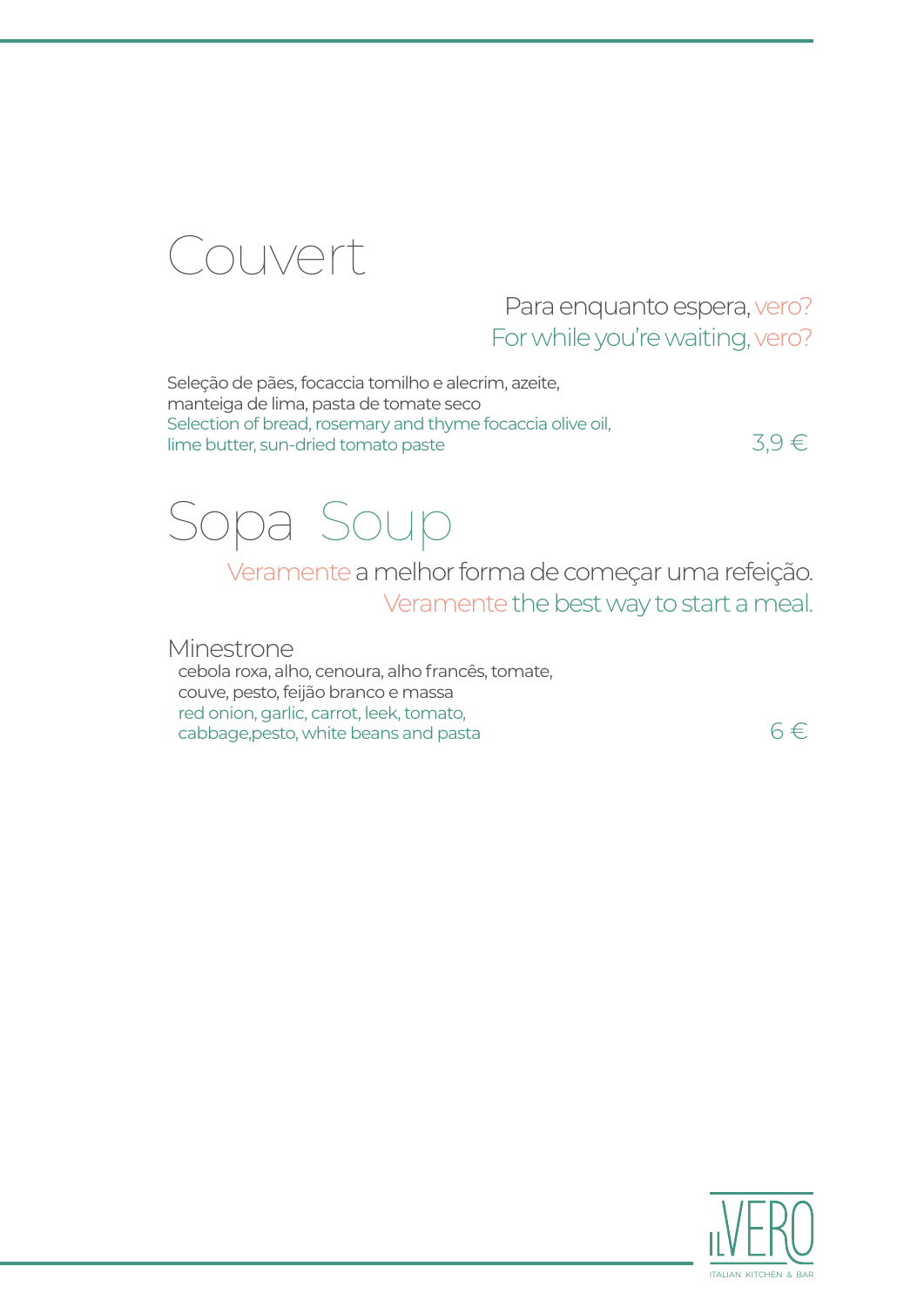# Couvert

Para enquanto espera, vero?
For while you're waiting, vero?

Seleção de pães, focaccia tomilho e alecrim, azeite,
manteiga de lima, pasta de tomate seco
Selection of bread, rosemary and thyme focaccia olive oil,
lime butter, sun-dried tomato paste

3,9 €

# Sopa Soup

Veramente a melhor forma de começar uma refeição.
Veramente the best way to start a meal.

## Minestrone

cebola roxa, alho, cenoura, alho francês, tomate,
couve, pesto, feijão branco e massa
red onion, garlic, carrot, leek, tomato,
cabbage,pesto, white beans and pasta

6 €

ilVERO
ITALIAN KITCHEN & BAR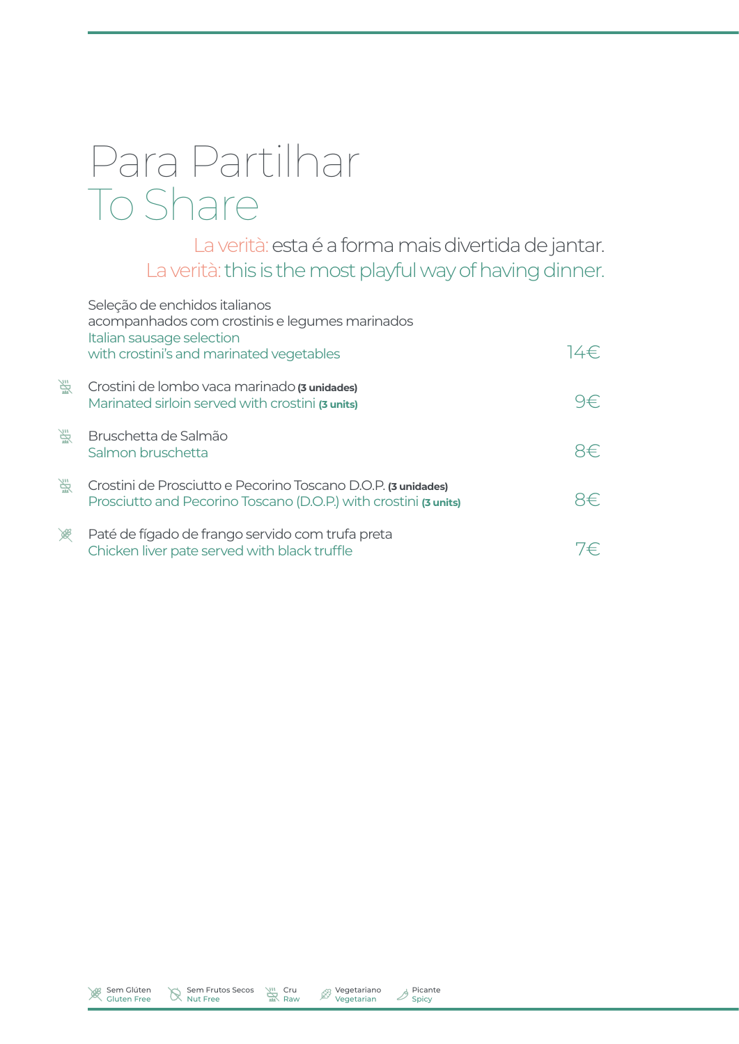# Para Partilhar
# To Share

La verità: esta é a forma mais divertida de jantar.
La verità: this is the most playful way of having dinner.

Seleção de enchidos italianos
acompanhados com crostinis e legumes marinados
Italian sausage selection
with crostini's and marinated vegetables — 14€

Crostini de lombo vaca marinado **(3 unidades)**
Marinated sirloin served with crostini **(3 units)** — 9€

Bruschetta de Salmão
Salmon bruschetta — 8€

Crostini de Prosciutto e Pecorino Toscano D.O.P. **(3 unidades)**
Prosciutto and Pecorino Toscano (D.O.P.) with crostini **(3 units)** — 8€

Paté de fígado de frango servido com trufa preta
Chicken liver pate served with black truffle — 7€

Sem Glúten / Gluten Free | Sem Frutos Secos / Nut Free | Cru / Raw | Vegetariano / Vegetarian | Picante / Spicy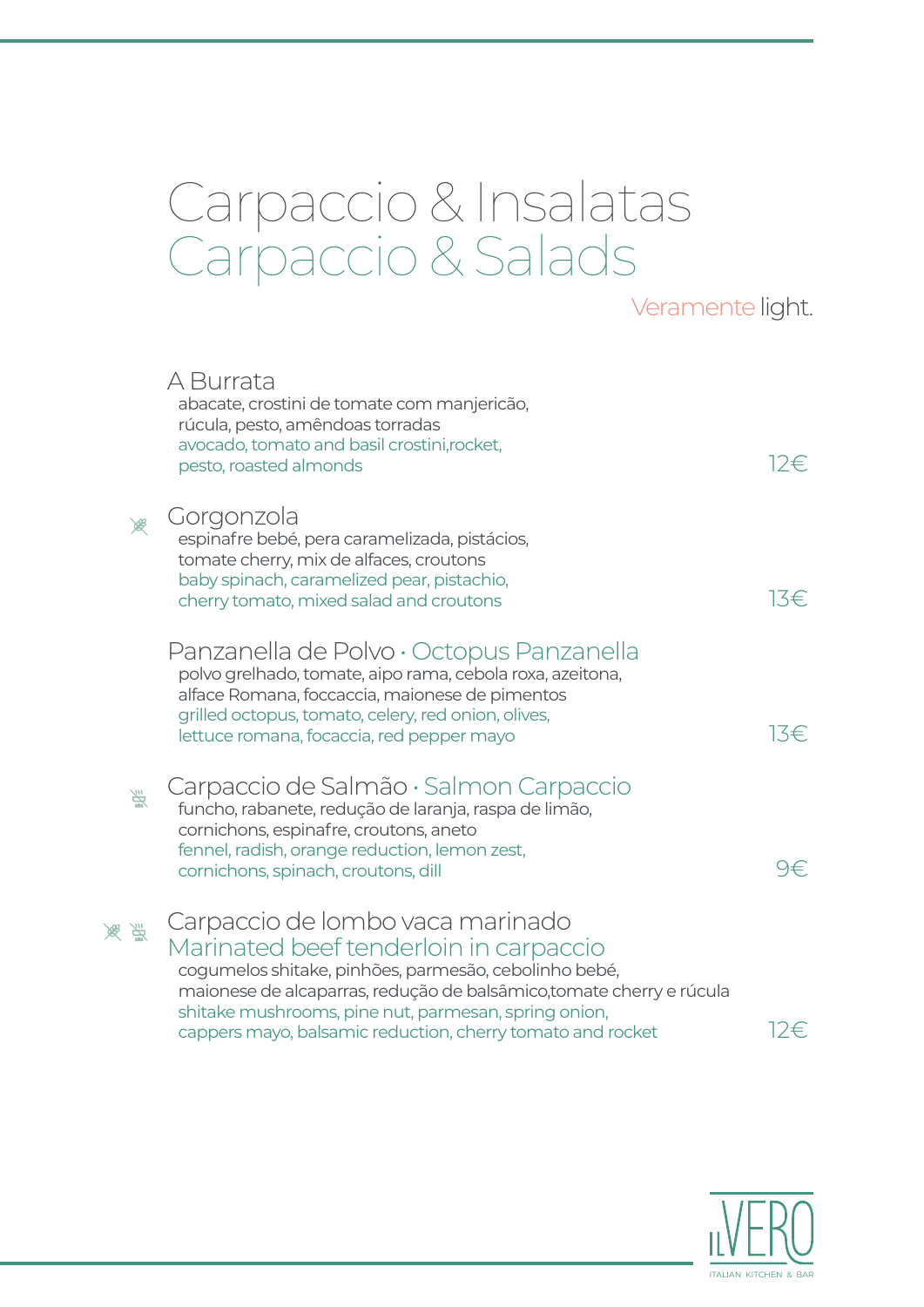# Carpaccio & Insalatas
# Carpaccio & Salads

Veramente light.

### A Burrata

abacate, crostini de tomate com manjericão, rúcula, pesto, amêndoas torradas
avocado, tomato and basil crostini,rocket, pesto, roasted almonds

12€

### Gorgonzola

espinafre bebé, pera caramelizada, pistácios, tomate cherry, mix de alfaces, croutons
baby spinach, caramelized pear, pistachio, cherry tomato, mixed salad and croutons

13€

### Panzanella de Polvo · Octopus Panzanella

polvo grelhado, tomate, aipo rama, cebola roxa, azeitona, alface Romana, foccaccia, maionese de pimentos
grilled octopus, tomato, celery, red onion, olives, lettuce romana, focacia, red pepper mayo

13€

### Carpaccio de Salmão · Salmon Carpaccio

funcho, rabanete, redução de laranja, raspa de limão, cornichons, espinafre, croutons, aneto
fennel, radish, orange reduction, lemon zest, cornichons, spinach, croutons, dill

9€

### Carpaccio de lombo vaca marinado
### Marinated beef tenderloin in carpaccio

cogumelos shitake, pinhões, parmesão, cebolinho bebé, maionese de alcaparras, redução de balsâmico,tomate cherry e rúcula
shitake mushrooms, pine nut, parmesan, spring onion, cappers mayo, balsamic reduction, cherry tomato and rocket

12€

ilVERO
ITALIAN KITCHEN & BAR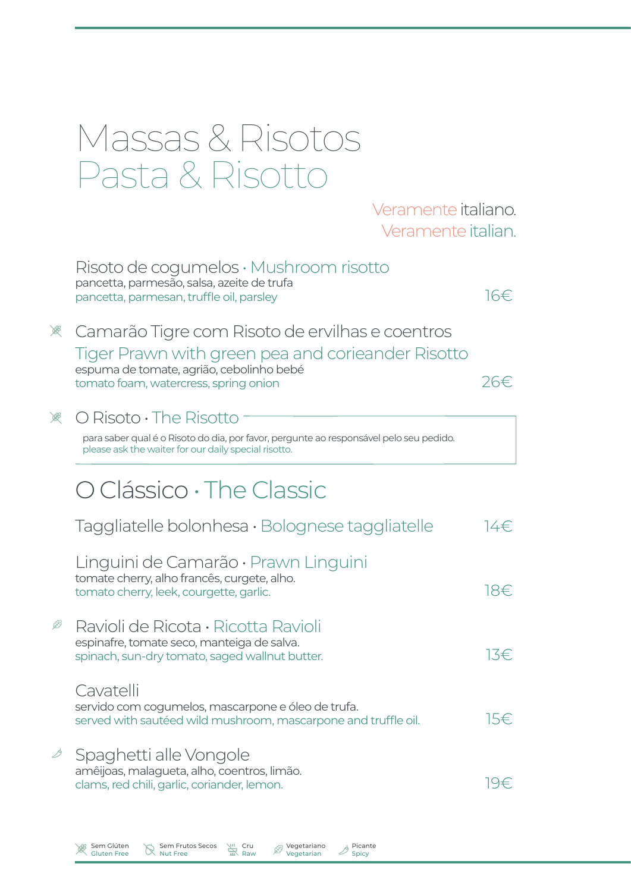# Massas & Risotos
# Pasta & Risotto

Veramente italiano.
Veramente italian.

### Risoto de cogumelos · Mushroom risotto
pancetta, parmesão, salsa, azeite de trufa
pancetta, parmesan, truffle oil, parsley
16€

### Camarão Tigre com Risoto de ervilhas e coentros
### Tiger Prawn with green pea and corieander Risotto
(Sem Glúten / Gluten Free)
espuma de tomate, agrião, cebolinho bebé
tomato foam, watercress, spring onion
26€

### O Risoto · The Risotto
(Sem Glúten / Gluten Free)

para saber qual é o Risoto do dia, por favor, pergunte ao responsável pelo seu pedido.
please ask the waiter for our daily special risotto.

## O Clássico · The Classic

### Taggliatelle bolonhesa · Bolognese taggliatelle
14€

### Linguini de Camarão · Prawn Linguini
tomate cherry, alho francês, curgete, alho.
tomato cherry, leek, courgette, garlic.
18€

### Ravioli de Ricota · Ricotta Ravioli
(Vegetariano / Vegetarian)
espinafre, tomate seco, manteiga de salva.
spinach, sun-dry tomato, saged wallnut butter.
13€

### Cavatelli
servido com cogumelos, mascarpone e óleo de trufa.
served with sautéed wild mushroom, mascarpone and truffle oil.
15€

### Spaghetti alle Vongole
(Picante / Spicy)
amêijoas, malagueta, alho, coentros, limão.
clams, red chili, garlic, coriander, lemon.
19€

Sem Glúten / Gluten Free · Sem Frutos Secos / Nut Free · Cru / Raw · Vegetariano / Vegetarian · Picante / Spicy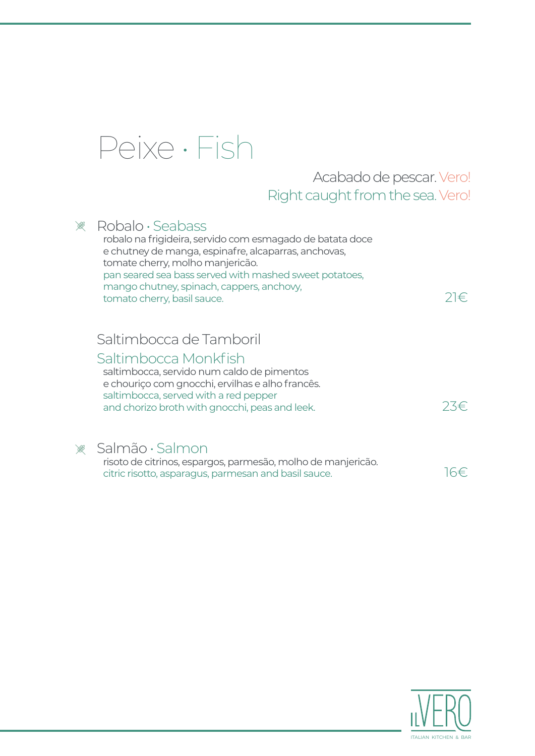# Peixe · Fish

Acabado de pescar. Vero!
Right caught from the sea. Vero!

## Robalo · Seabass

robalo na frigideira, servido com esmagado de batata doce
e chutney de manga, espinafre, alcaparras, anchovas,
tomate cherry, molho manjericão.
pan seared sea bass served with mashed sweet potatoes,
mango chutney, spinach, cappers, anchovy,
tomato cherry, basil sauce.

21€

## Saltimbocca de Tamboril
## Saltimbocca Monkfish

saltimbocca, servido num caldo de pimentos
e chouriço com gnocchi, ervilhas e alho francês.
saltimbocca, served with a red pepper
and chorizo broth with gnocchi, peas and leek.

23€

## Salmão · Salmon

risoto de citrinos, espargos, parmesão, molho de manjericão.
citric risotto, asparagus, parmesan and basil sauce.

16€

ilVERO
ITALIAN KITCHEN & BAR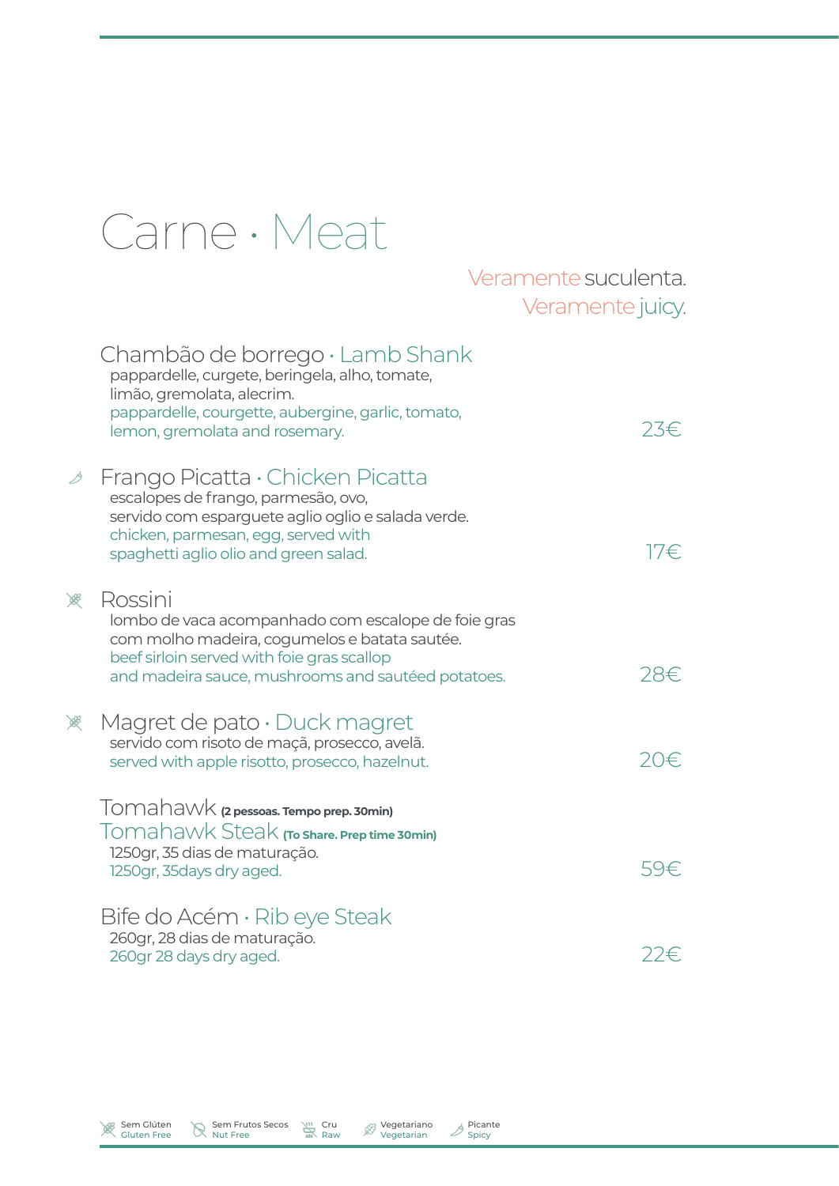# Carne · Meat

Veramente suculenta.
Veramente juicy.

## Chambão de borrego · Lamb Shank

pappardelle, curgete, beringela, alho, tomate, limão, gremolata, alecrim.
pappardelle, courgette, aubergine, garlic, tomato, lemon, gremolata and rosemary.

23€

## Frango Picatta · Chicken Picatta

escalopes de frango, parmesão, ovo, servido com esparguete aglio oglio e salada verde.
chicken, parmesan, egg, served with spaghetti aglio olio and green salad.

17€

## Rossini

lombo de vaca acompanhado com escalope de foie gras com molho madeira, cogumelos e batata sautée.
beef sirloin served with foie gras scallop and madeira sauce, mushrooms and sautéed potatoes.

28€

## Magret de pato · Duck magret

servido com risoto de maçã, prosecco, avelã.
served with apple risotto, prosecco, hazelnut.

20€

## Tomahawk **(2 pessoas. Tempo prep. 30min)**
## Tomahawk Steak **(To Share. Prep time 30min)**

1250gr, 35 dias de maturação.
1250gr, 35days dry aged.

59€

## Bife do Acém · Rib eye Steak

260gr, 28 dias de maturação.
260gr 28 days dry aged.

22€

Sem Glúten / Gluten Free · Sem Frutos Secos / Nut Free · Cru / Raw · Vegetariano / Vegetarian · Picante / Spicy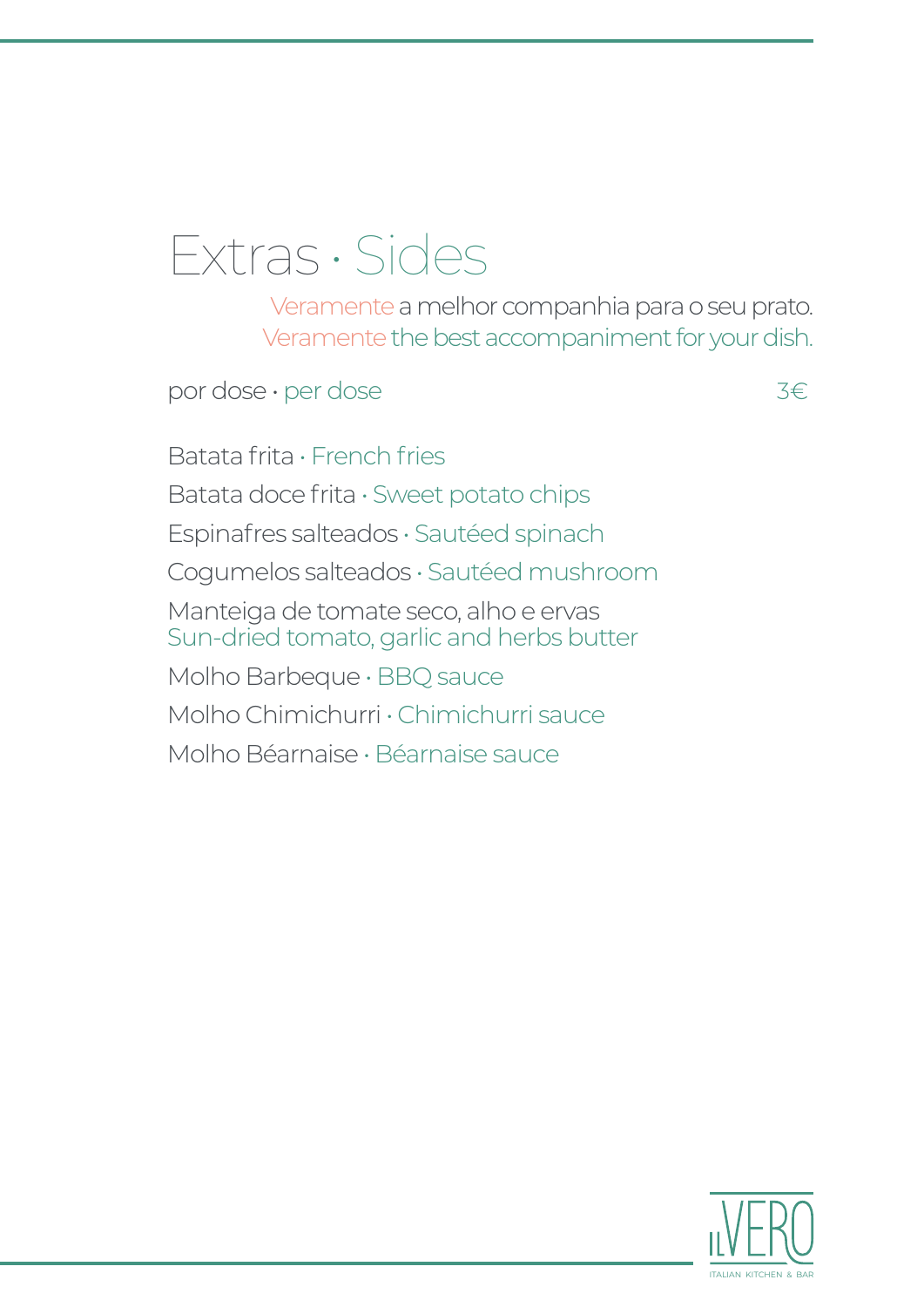# Extras · Sides

Veramente a melhor companhia para o seu prato.
Veramente the best accompaniment for your dish.

por dose · per dose 3€

Batata frita · French fries

Batata doce frita · Sweet potato chips

Espinafres salteados · Sautéed spinach

Cogumelos salteados · Sautéed mushroom

Manteiga de tomate seco, alho e ervas
Sun-dried tomato, garlic and herbs butter

Molho Barbeque · BBQ sauce

Molho Chimichurri · Chimichurri sauce

Molho Béarnaise · Béarnaise sauce

ILVERO
ITALIAN KITCHEN & BAR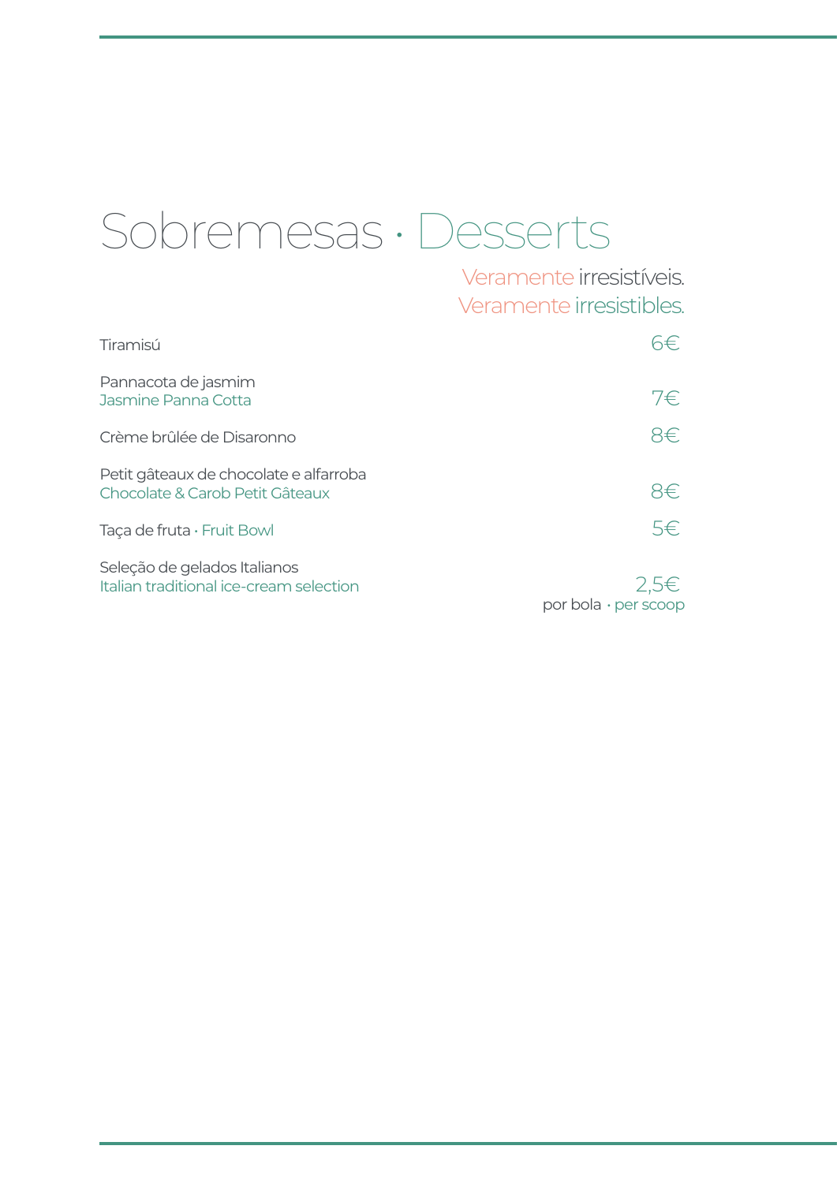# Sobremesas · Desserts

Veramente irresistíveis.
Veramente irresistibles.

| Item | Preço |
|---|---|
| Tiramisú | 6€ |
| Pannacota de jasmim<br>Jasmine Panna Cotta | 7€ |
| Crème brûlée de Disaronno | 8€ |
| Petit gâteaux de chocolate e alfarroba<br>Chocolate & Carob Petit Gâteaux | 8€ |
| Taça de fruta · Fruit Bowl | 5€ |
| Seleção de gelados Italianos<br>Italian traditional ice-cream selection | 2,5€<br>por bola · per scoop |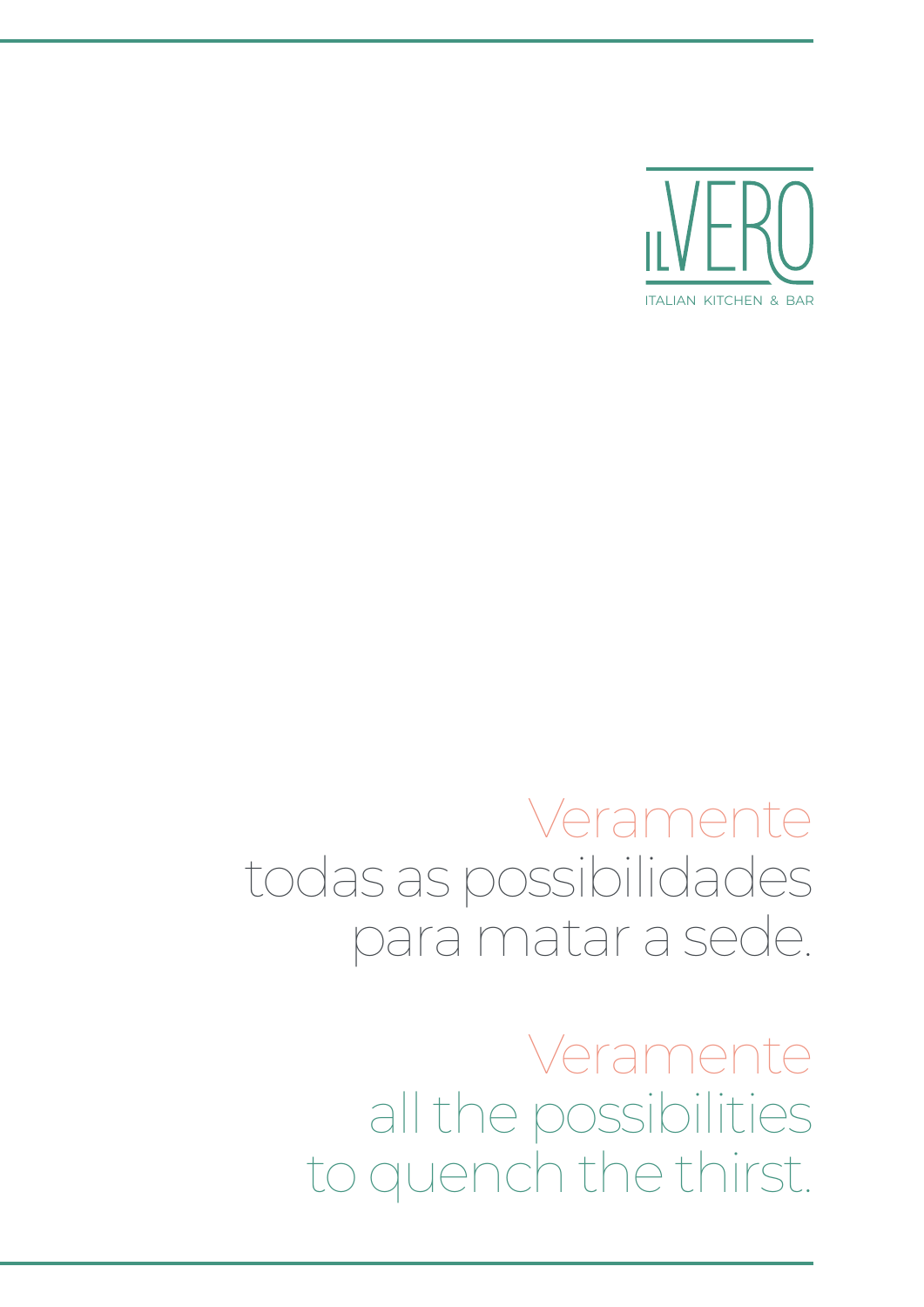ILVERO

ITALIAN KITCHEN & BAR

Veramente
todas as possibilidades
para matar a sede.

Veramente
all the possibilities
to quench the thirst.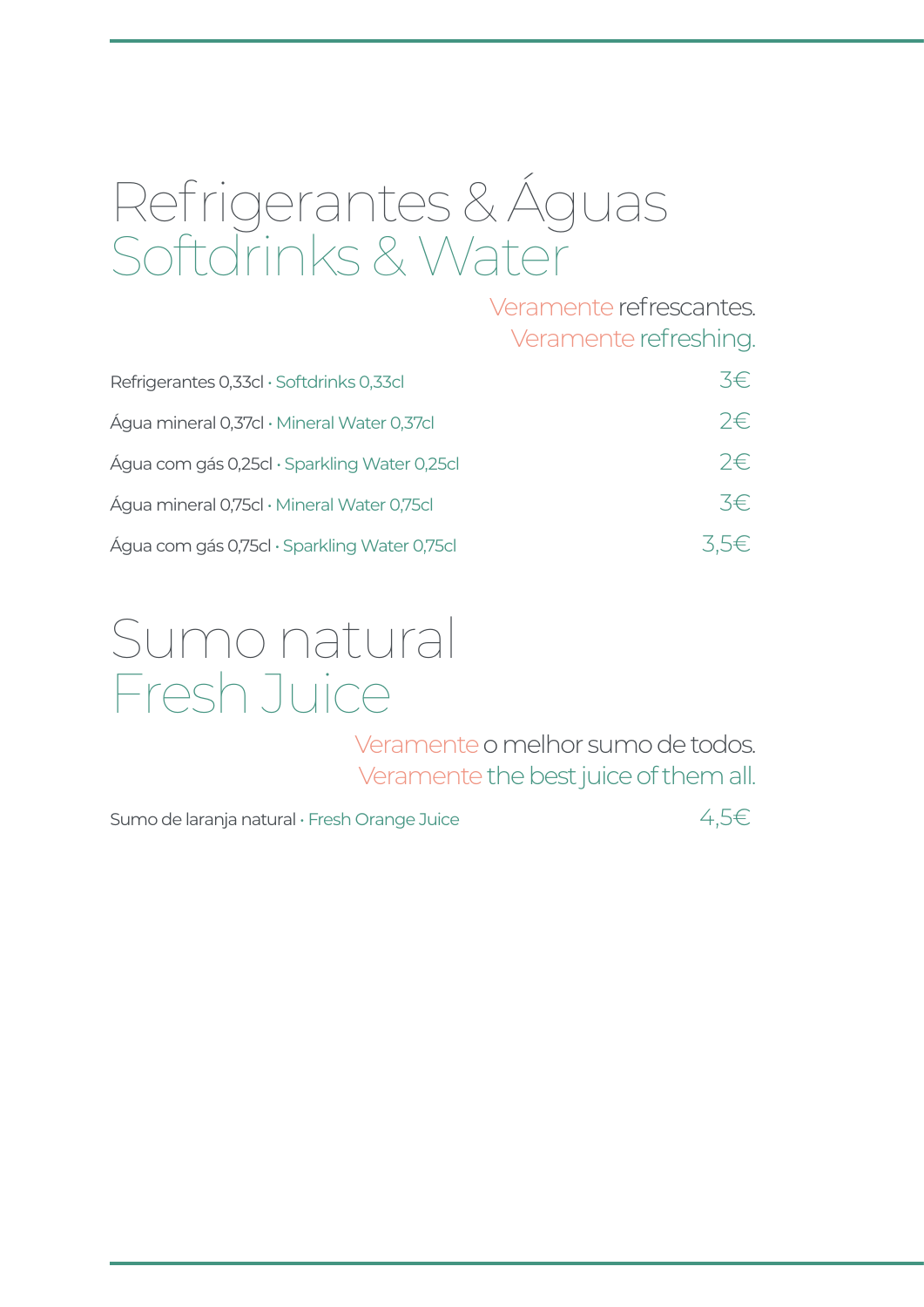# Refrigerantes & Águas
## Softdrinks & Water

Veramente refrescantes.
Veramente refreshing.

| | |
|---|---|
| Refrigerantes 0,33cl · Softdrinks 0,33cl | 3€ |
| Água mineral 0,37cl · Mineral Water 0,37cl | 2€ |
| Água com gás 0,25cl · Sparkling Water 0,25cl | 2€ |
| Água mineral 0,75cl · Mineral Water 0,75cl | 3€ |
| Água com gás 0,75cl · Sparkling Water 0,75cl | 3,5€ |

# Sumo natural
## Fresh Juice

Veramente o melhor sumo de todos.
Veramente the best juice of them all.

| | |
|---|---|
| Sumo de laranja natural · Fresh Orange Juice | 4,5€ |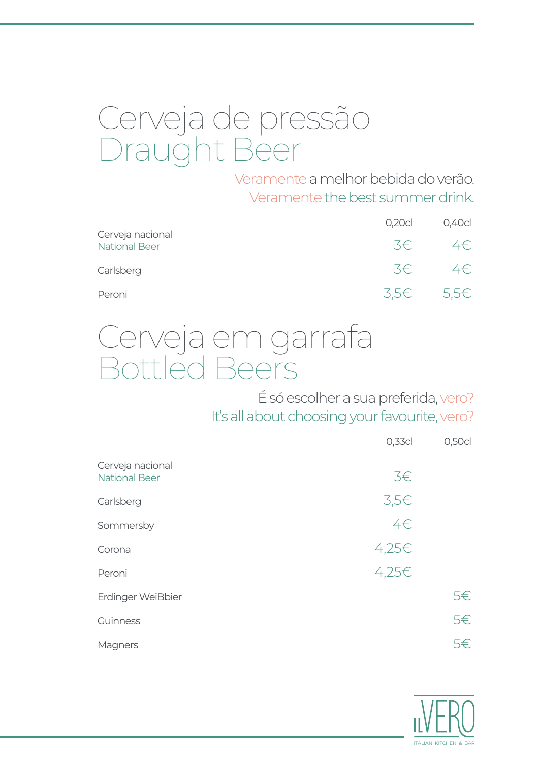# Cerveja de pressão
# Draught Beer

Veramente a melhor bebida do verão.
Veramente the best summer drink.

| | 0,20cl | 0,40cl |
|---|---|---|
| Cerveja nacional<br>National Beer | 3€ | 4€ |
| Carlsberg | 3€ | 4€ |
| Peroni | 3,5€ | 5,5€ |

# Cerveja em garrafa
# Bottled Beers

É só escolher a sua preferida, vero?
It's all about choosing your favourite, vero?

| | 0,33cl | 0,50cl |
|---|---|---|
| Cerveja nacional<br>National Beer | 3€ | |
| Carlsberg | 3,5€ | |
| Sommersby | 4€ | |
| Corona | 4,25€ | |
| Peroni | 4,25€ | |
| Erdinger WeiBbier | | 5€ |
| Guinness | | 5€ |
| Magners | | 5€ |

ILVERO
ITALIAN KITCHEN & BAR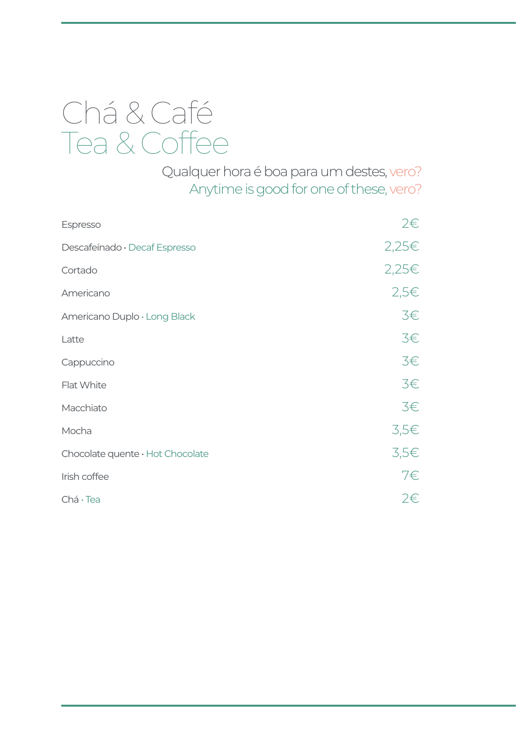# Chá & Café
# Tea & Coffee

Qualquer hora é boa para um destes, vero?
Anytime is good for one of these, vero?

| | |
|---|---|
| Espresso | 2€ |
| Descafeínado · Decaf Espresso | 2,25€ |
| Cortado | 2,25€ |
| Americano | 2,5€ |
| Americano Duplo · Long Black | 3€ |
| Latte | 3€ |
| Cappuccino | 3€ |
| Flat White | 3€ |
| Macchiato | 3€ |
| Mocha | 3,5€ |
| Chocolate quente · Hot Chocolate | 3,5€ |
| Irish coffee | 7€ |
| Chá · Tea | 2€ |